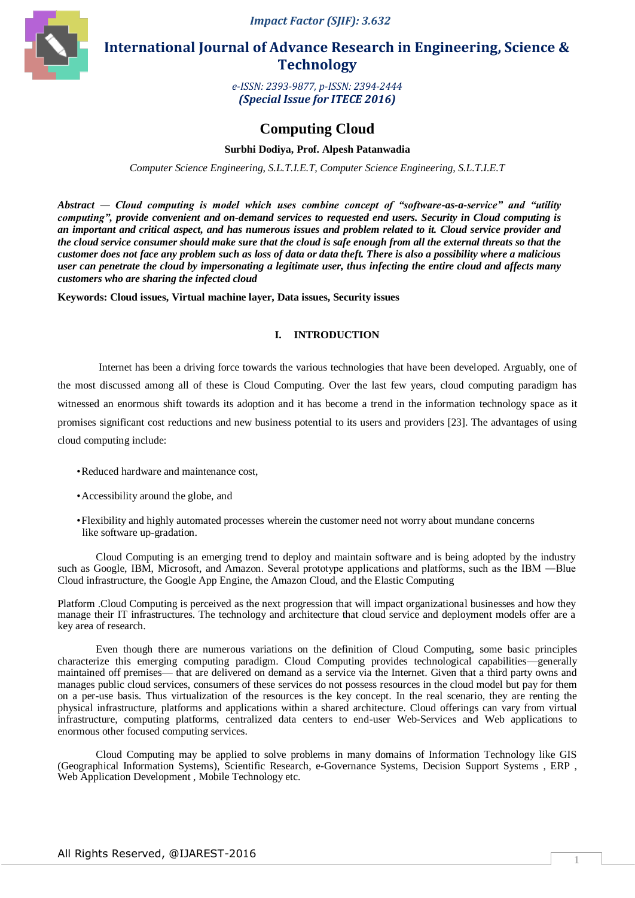# Computing Cloud

**Surbhi Dodiya, Prof. Alpesh Patanwadia**

*Computer Science Engineering, S.L.T.I.E.T, Computer Science Engineering, S.L.T.I.E.T*

***Abstract** — Cloud computing is model which uses combine concept of "software-as-a-service" and "utility computing", provide convenient and on-demand services to requested end users. Security in Cloud computing is an important and critical aspect, and has numerous issues and problem related to it. Cloud service provider and the cloud service consumer should make sure that the cloud is safe enough from all the external threats so that the customer does not face any problem such as loss of data or data theft. There is also a possibility where a malicious user can penetrate the cloud by impersonating a legitimate user, thus infecting the entire cloud and affects many customers who are sharing the infected cloud*

**Keywords: Cloud issues, Virtual machine layer, Data issues, Security issues**

## I. INTRODUCTION

Internet has been a driving force towards the various technologies that have been developed. Arguably, one of the most discussed among all of these is Cloud Computing. Over the last few years, cloud computing paradigm has witnessed an enormous shift towards its adoption and it has become a trend in the information technology space as it promises significant cost reductions and new business potential to its users and providers [23]. The advantages of using cloud computing include:

- Reduced hardware and maintenance cost,
- Accessibility around the globe, and
- Flexibility and highly automated processes wherein the customer need not worry about mundane concerns like software up-gradation.

Cloud Computing is an emerging trend to deploy and maintain software and is being adopted by the industry such as Google, IBM, Microsoft, and Amazon. Several prototype applications and platforms, such as the IBM ―Blue Cloud infrastructure, the Google App Engine, the Amazon Cloud, and the Elastic Computing

Platform .Cloud Computing is perceived as the next progression that will impact organizational businesses and how they manage their IT infrastructures. The technology and architecture that cloud service and deployment models offer are a key area of research.

Even though there are numerous variations on the definition of Cloud Computing, some basic principles characterize this emerging computing paradigm. Cloud Computing provides technological capabilities—generally maintained off premises— that are delivered on demand as a service via the Internet. Given that a third party owns and manages public cloud services, consumers of these services do not possess resources in the cloud model but pay for them on a per-use basis. Thus virtualization of the resources is the key concept. In the real scenario, they are renting the physical infrastructure, platforms and applications within a shared architecture. Cloud offerings can vary from virtual infrastructure, computing platforms, centralized data centers to end-user Web-Services and Web applications to enormous other focused computing services.

Cloud Computing may be applied to solve problems in many domains of Information Technology like GIS (Geographical Information Systems), Scientific Research, e-Governance Systems, Decision Support Systems , ERP , Web Application Development , Mobile Technology etc.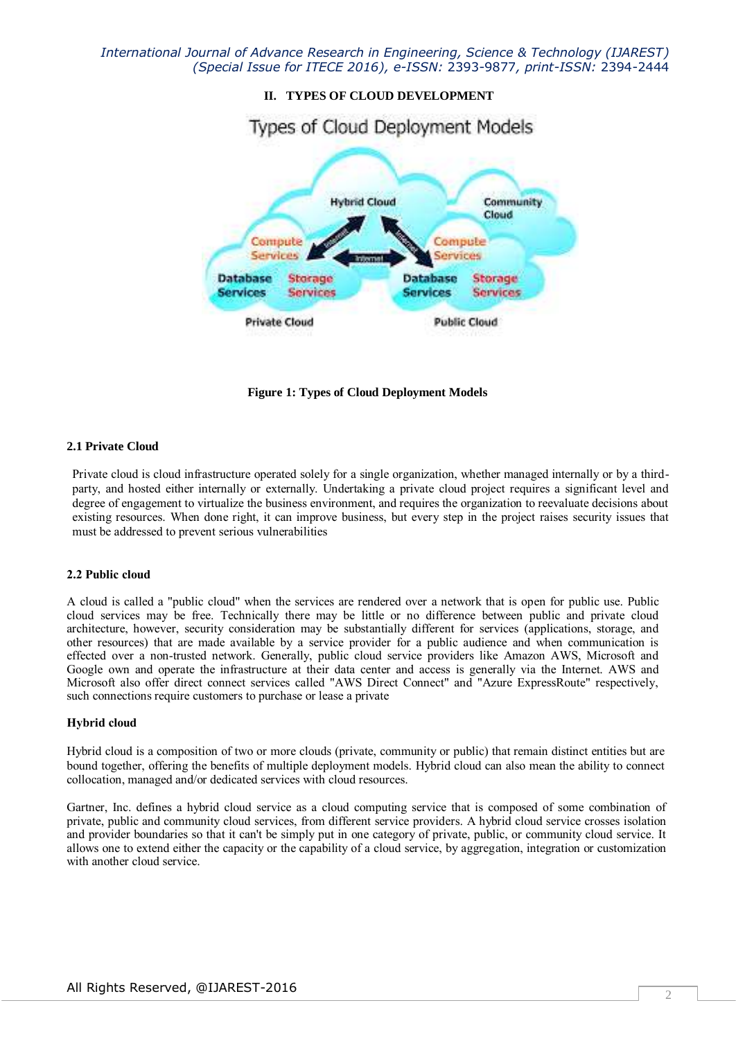## II. TYPES OF CLOUD DEVELOPMENT

Figure 1: Types of Cloud Deployment Models

### 2.1 Private Cloud

Private cloud is cloud infrastructure operated solely for a single organization, whether managed internally or by a third-party, and hosted either internally or externally. Undertaking a private cloud project requires a significant level and degree of engagement to virtualize the business environment, and requires the organization to reevaluate decisions about existing resources. When done right, it can improve business, but every step in the project raises security issues that must be addressed to prevent serious vulnerabilities

### 2.2 Public cloud

A cloud is called a "public cloud" when the services are rendered over a network that is open for public use. Public cloud services may be free. Technically there may be little or no difference between public and private cloud architecture, however, security consideration may be substantially different for services (applications, storage, and other resources) that are made available by a service provider for a public audience and when communication is effected over a non-trusted network. Generally, public cloud service providers like Amazon AWS, Microsoft and Google own and operate the infrastructure at their data center and access is generally via the Internet. AWS and Microsoft also offer direct connect services called "AWS Direct Connect" and "Azure ExpressRoute" respectively, such connections require customers to purchase or lease a private

### Hybrid cloud

Hybrid cloud is a composition of two or more clouds (private, community or public) that remain distinct entities but are bound together, offering the benefits of multiple deployment models. Hybrid cloud can also mean the ability to connect collocation, managed and/or dedicated services with cloud resources.

Gartner, Inc. defines a hybrid cloud service as a cloud computing service that is composed of some combination of private, public and community cloud services, from different service providers. A hybrid cloud service crosses isolation and provider boundaries so that it can't be simply put in one category of private, public, or community cloud service. It allows one to extend either the capacity or the capability of a cloud service, by aggregation, integration or customization with another cloud service.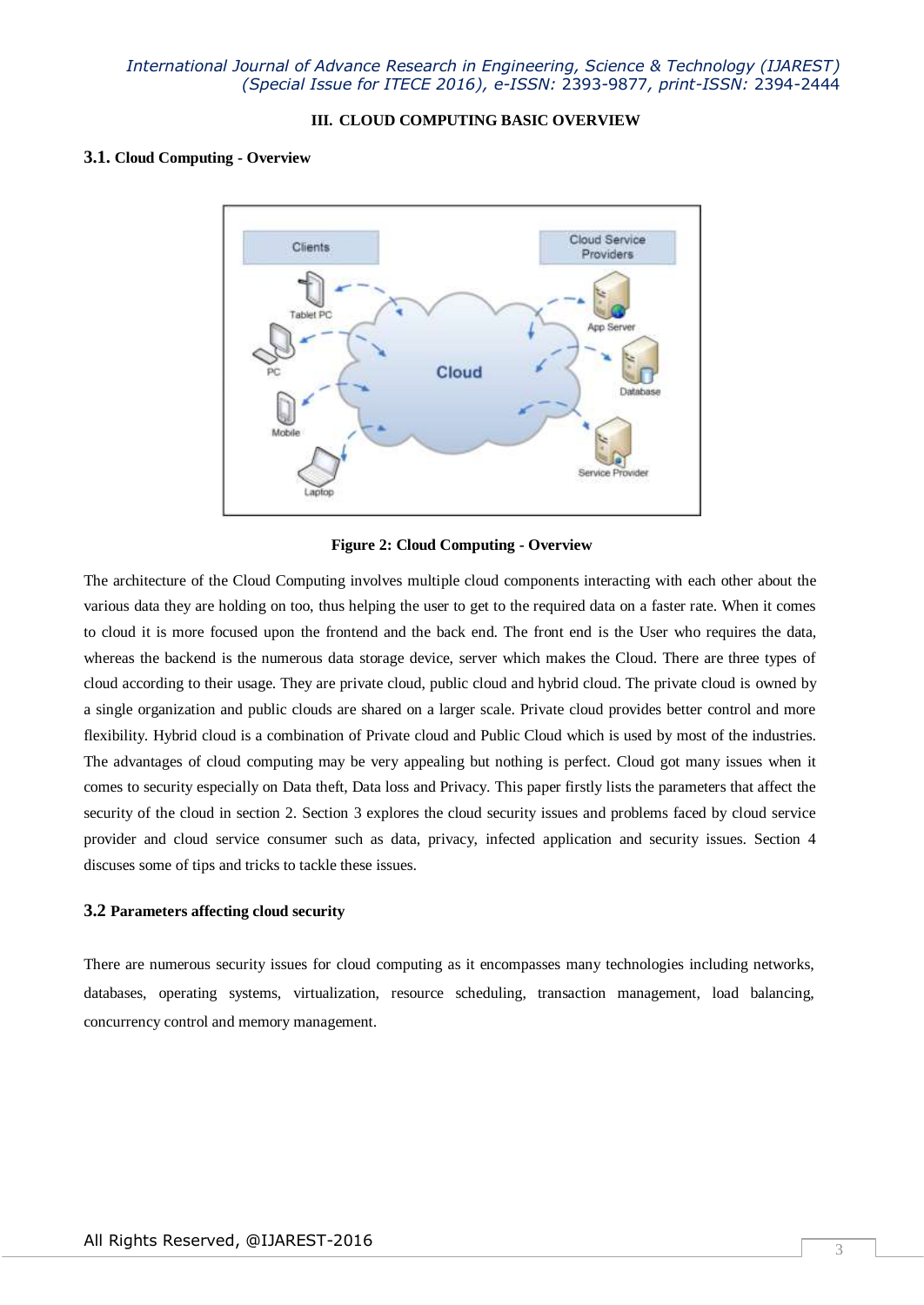## III. CLOUD COMPUTING BASIC OVERVIEW

### 3.1. Cloud Computing - Overview

**Figure 2: Cloud Computing - Overview**

The architecture of the Cloud Computing involves multiple cloud components interacting with each other about the various data they are holding on too, thus helping the user to get to the required data on a faster rate. When it comes to cloud it is more focused upon the frontend and the back end. The front end is the User who requires the data, whereas the backend is the numerous data storage device, server which makes the Cloud. There are three types of cloud according to their usage. They are private cloud, public cloud and hybrid cloud. The private cloud is owned by a single organization and public clouds are shared on a larger scale. Private cloud provides better control and more flexibility. Hybrid cloud is a combination of Private cloud and Public Cloud which is used by most of the industries. The advantages of cloud computing may be very appealing but nothing is perfect. Cloud got many issues when it comes to security especially on Data theft, Data loss and Privacy. This paper firstly lists the parameters that affect the security of the cloud in section 2. Section 3 explores the cloud security issues and problems faced by cloud service provider and cloud service consumer such as data, privacy, infected application and security issues. Section 4 discuses some of tips and tricks to tackle these issues.

### 3.2 Parameters affecting cloud security

There are numerous security issues for cloud computing as it encompasses many technologies including networks, databases, operating systems, virtualization, resource scheduling, transaction management, load balancing, concurrency control and memory management.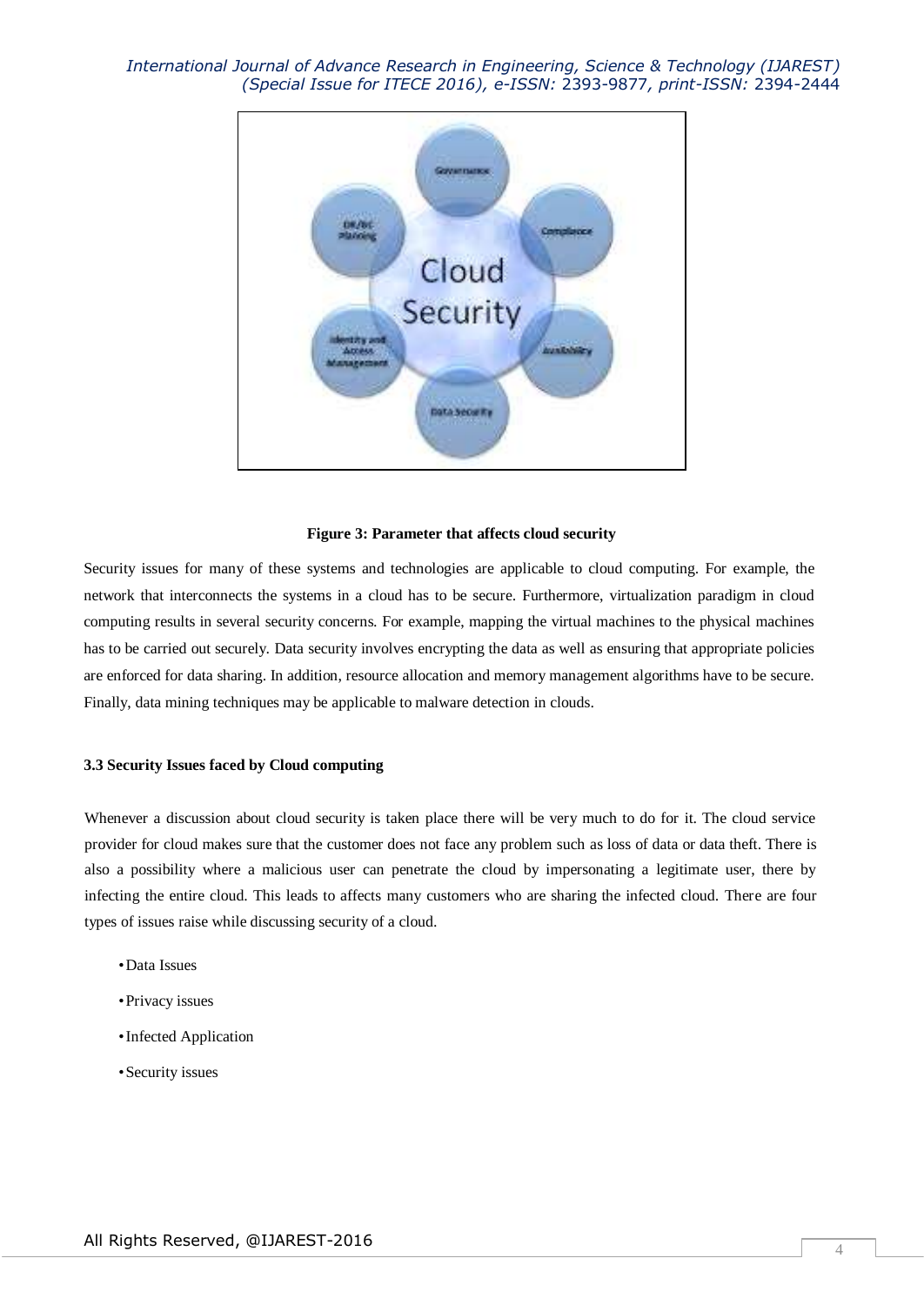**Figure 3: Parameter that affects cloud security**

Security issues for many of these systems and technologies are applicable to cloud computing. For example, the network that interconnects the systems in a cloud has to be secure. Furthermore, virtualization paradigm in cloud computing results in several security concerns. For example, mapping the virtual machines to the physical machines has to be carried out securely. Data security involves encrypting the data as well as ensuring that appropriate policies are enforced for data sharing. In addition, resource allocation and memory management algorithms have to be secure. Finally, data mining techniques may be applicable to malware detection in clouds.

### 3.3 Security Issues faced by Cloud computing

Whenever a discussion about cloud security is taken place there will be very much to do for it. The cloud service provider for cloud makes sure that the customer does not face any problem such as loss of data or data theft. There is also a possibility where a malicious user can penetrate the cloud by impersonating a legitimate user, there by infecting the entire cloud. This leads to affects many customers who are sharing the infected cloud. There are four types of issues raise while discussing security of a cloud.

- Data Issues
- Privacy issues
- Infected Application
- Security issues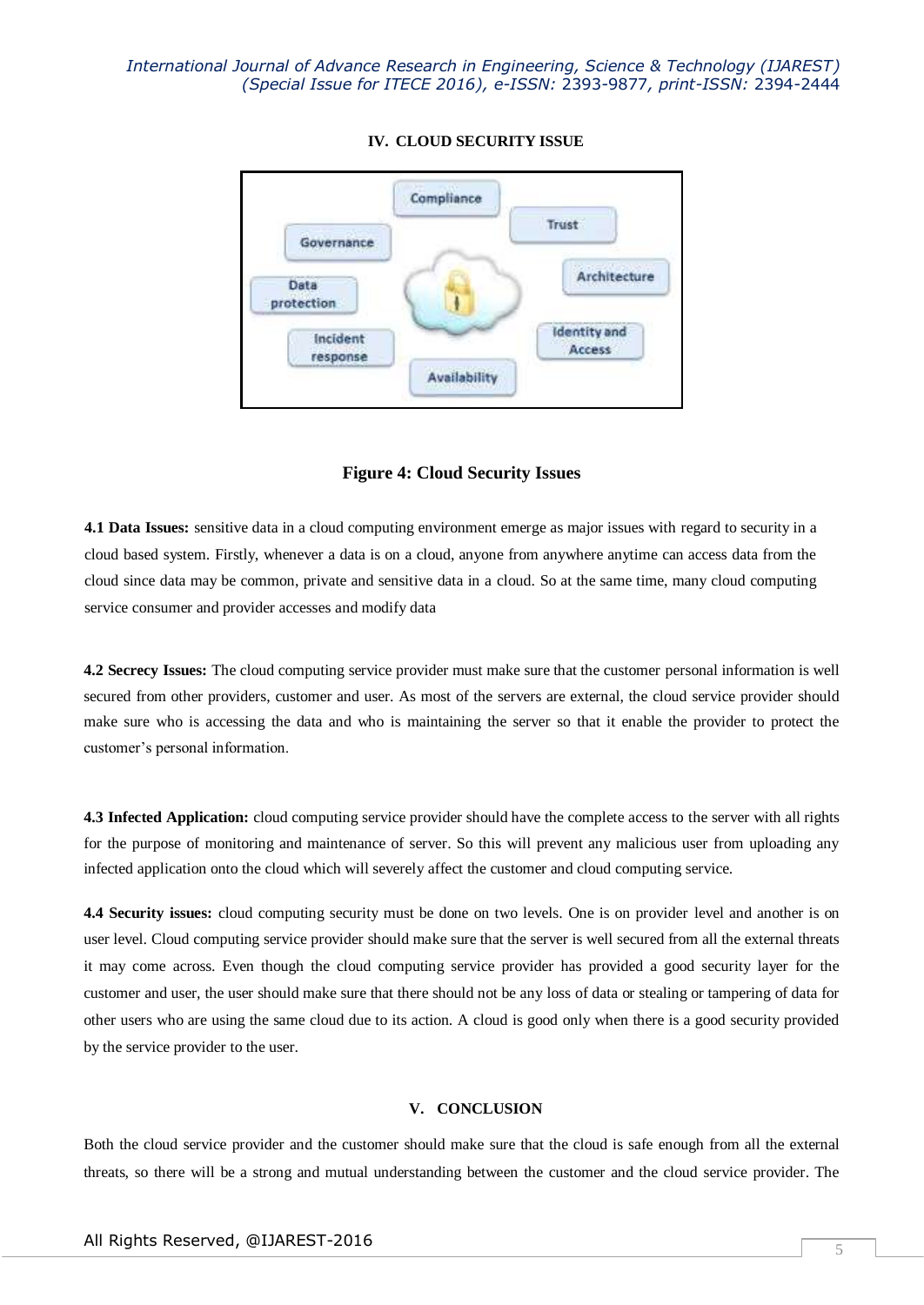## IV. CLOUD SECURITY ISSUE

**Figure 4: Cloud Security Issues**

**4.1 Data Issues:** sensitive data in a cloud computing environment emerge as major issues with regard to security in a cloud based system. Firstly, whenever a data is on a cloud, anyone from anywhere anytime can access data from the cloud since data may be common, private and sensitive data in a cloud. So at the same time, many cloud computing service consumer and provider accesses and modify data

**4.2 Secrecy Issues:** The cloud computing service provider must make sure that the customer personal information is well secured from other providers, customer and user. As most of the servers are external, the cloud service provider should make sure who is accessing the data and who is maintaining the server so that it enable the provider to protect the customer's personal information.

**4.3 Infected Application:** cloud computing service provider should have the complete access to the server with all rights for the purpose of monitoring and maintenance of server. So this will prevent any malicious user from uploading any infected application onto the cloud which will severely affect the customer and cloud computing service.

**4.4 Security issues:** cloud computing security must be done on two levels. One is on provider level and another is on user level. Cloud computing service provider should make sure that the server is well secured from all the external threats it may come across. Even though the cloud computing service provider has provided a good security layer for the customer and user, the user should make sure that there should not be any loss of data or stealing or tampering of data for other users who are using the same cloud due to its action. A cloud is good only when there is a good security provided by the service provider to the user.

## V. CONCLUSION

Both the cloud service provider and the customer should make sure that the cloud is safe enough from all the external threats, so there will be a strong and mutual understanding between the customer and the cloud service provider. The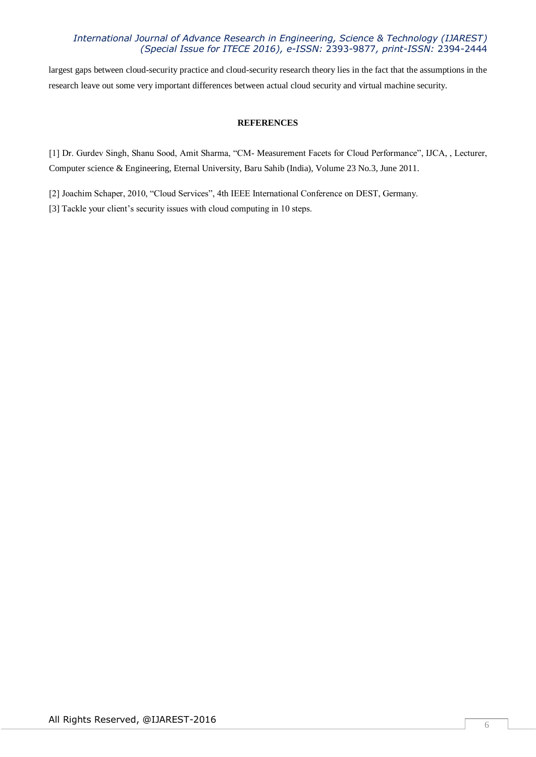largest gaps between cloud-security practice and cloud-security research theory lies in the fact that the assumptions in the research leave out some very important differences between actual cloud security and virtual machine security.

**REFERENCES**

[1] Dr. Gurdev Singh, Shanu Sood, Amit Sharma, "CM- Measurement Facets for Cloud Performance", IJCA, , Lecturer, Computer science & Engineering, Eternal University, Baru Sahib (India), Volume 23 No.3, June 2011.

[2] Joachim Schaper, 2010, "Cloud Services", 4th IEEE International Conference on DEST, Germany.

[3] Tackle your client's security issues with cloud computing in 10 steps.